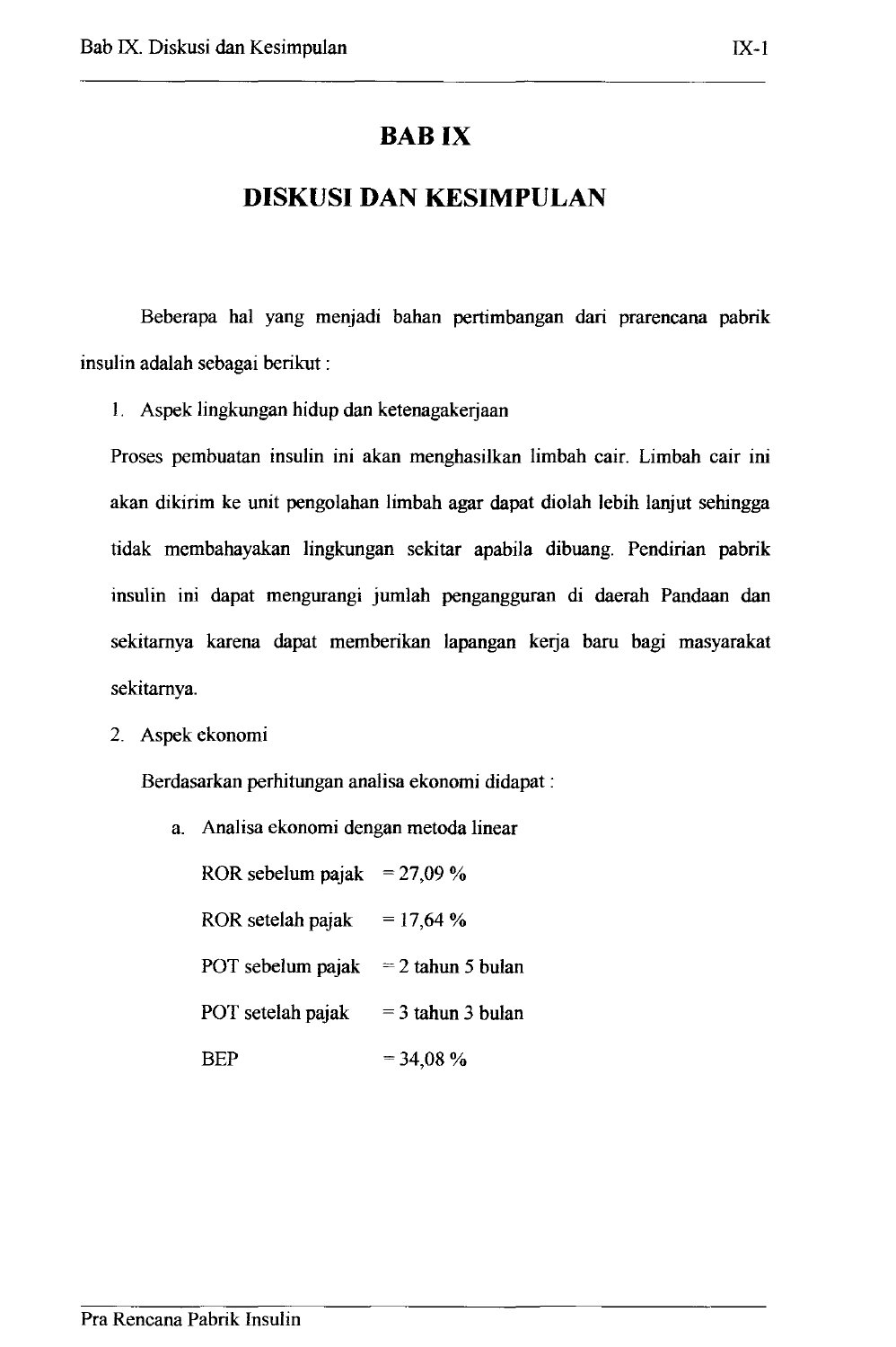# BAB IX

# DISKUSI DAN KESIMPULAN

Beberapa hal yang menjadi bahan pertimbangan dari prarencana pabrik insulin adalah sebagai berikut :

1. Aspek lingkungan hidup dan ketenagakerjaan

   Proses pembuatan insulin ini akan menghasilkan limbah cair. Limbah cair ini akan dikirim ke unit pengolahan limbah agar dapat diolah lebih lanjut sehingga tidak membahayakan lingkungan sekitar apabila dibuang. Pendirian pabrik insulin ini dapat mengurangi jumlah pengangguran di daerah Pandaan dan sekitarnya karena dapat memberikan lapangan kerja baru bagi masyarakat sekitarnya.

2. Aspek ekonomi

   Berdasarkan perhitungan analisa ekonomi didapat :

   a. Analisa ekonomi dengan metoda linear

      ROR sebelum pajak = 27,09 %

      ROR setelah pajak = 17,64 %

      POT sebelum pajak = 2 tahun 5 bulan

      POT setelah pajak = 3 tahun 3 bulan

      BEP = 34,08 %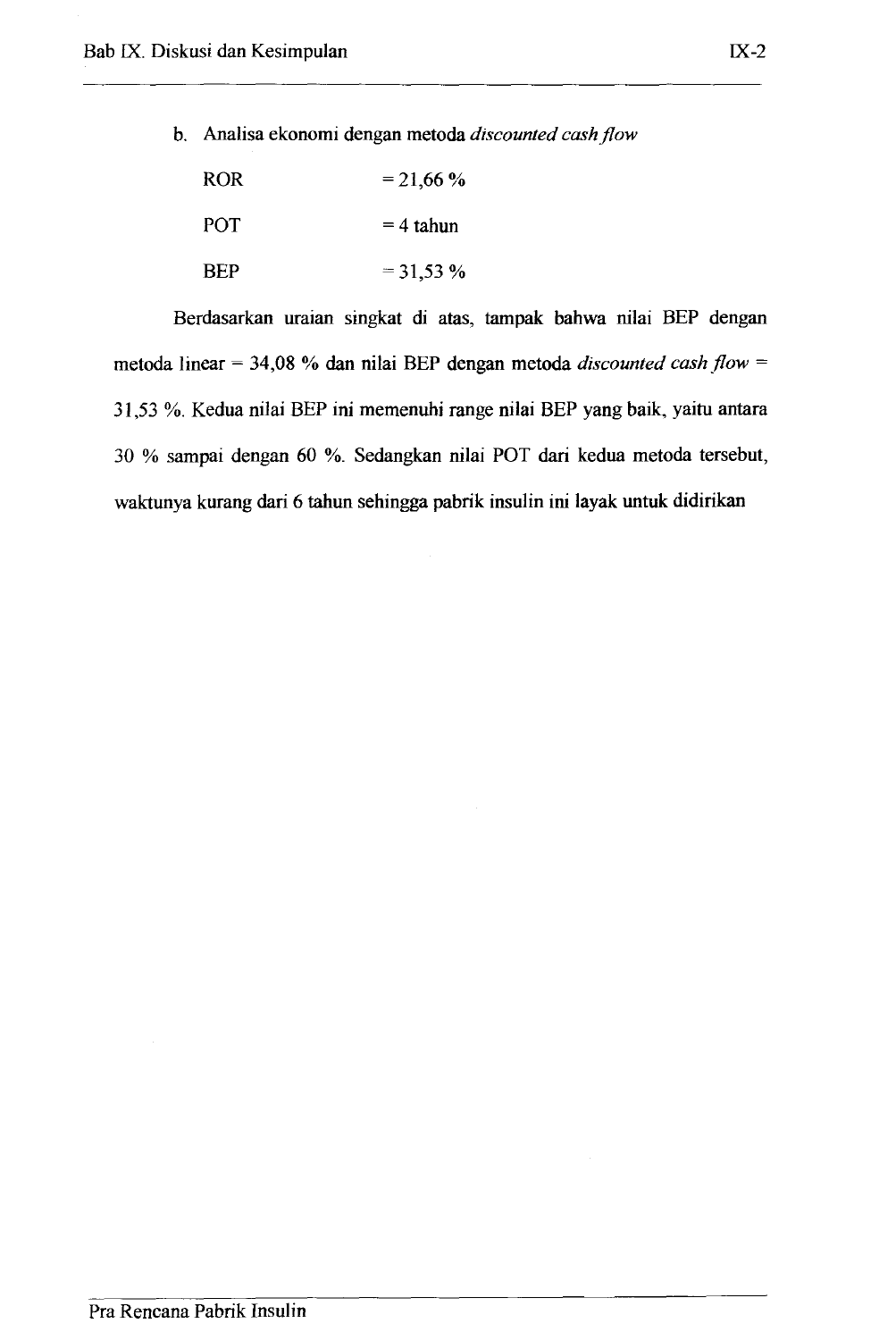b. Analisa ekonomi dengan metoda *discounted cash flow*

| | |
|---|---|
| ROR | = 21,66 % |
| POT | = 4 tahun |
| BEP | = 31,53 % |

Berdasarkan uraian singkat di atas, tampak bahwa nilai BEP dengan metoda linear = 34,08 % dan nilai BEP dengan metoda *discounted cash flow* = 31,53 %. Kedua nilai BEP ini memenuhi range nilai BEP yang baik, yaitu antara 30 % sampai dengan 60 %. Sedangkan nilai POT dari kedua metoda tersebut, waktunya kurang dari 6 tahun sehingga pabrik insulin ini layak untuk didirikan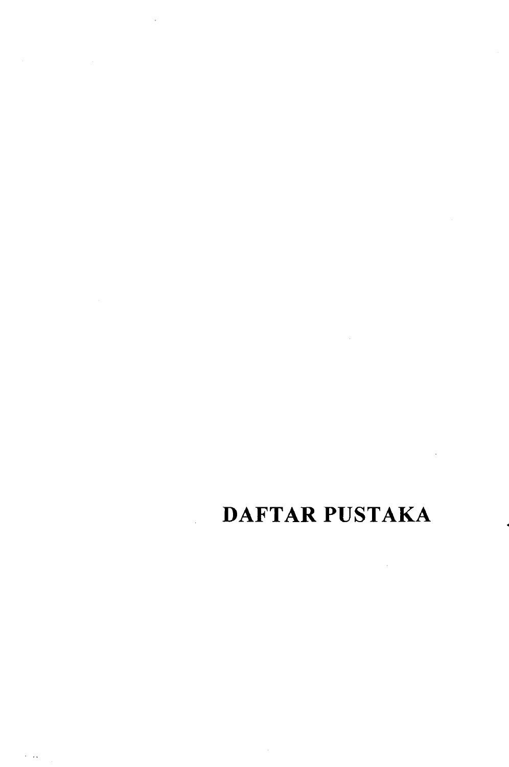# DAFTAR PUSTAKA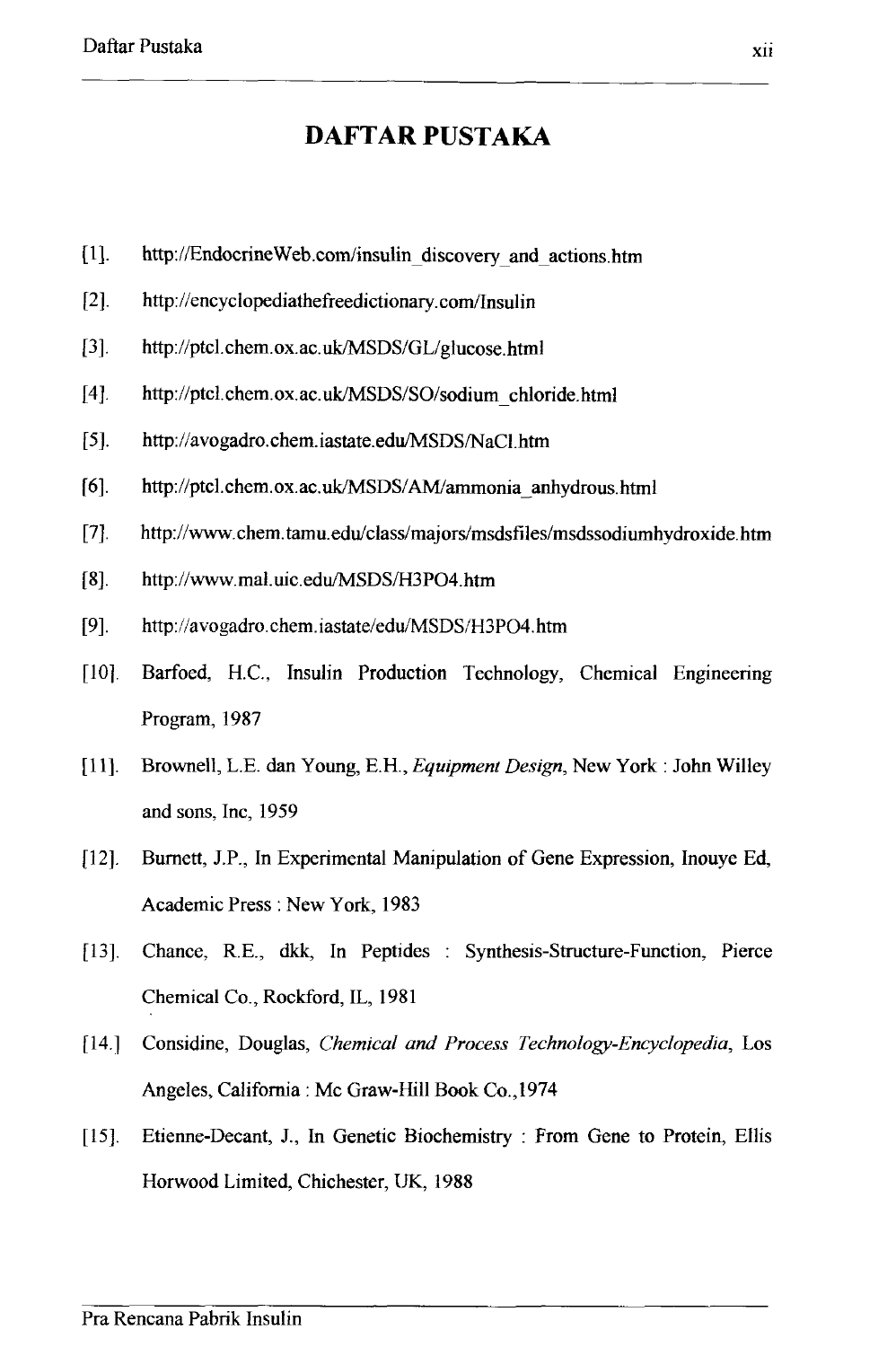# DAFTAR PUSTAKA

[1]. http://EndocrineWeb.com/insulin_discovery_and_actions.htm

[2]. http://encyclopediathefreedictionary.com/Insulin

[3]. http://ptcl.chem.ox.ac.uk/MSDS/GL/glucose.html

[4]. http://ptcl.chem.ox.ac.uk/MSDS/SO/sodium_chloride.html

[5]. http://avogadro.chem.iastate.edu/MSDS/NaCl.htm

[6]. http://ptcl.chem.ox.ac.uk/MSDS/AM/ammonia_anhydrous.html

[7]. http://www.chem.tamu.edu/class/majors/msdsfiles/msdssodiumhydroxide.htm

[8]. http://www.mal.uic.edu/MSDS/H3PO4.htm

[9]. http://avogadro.chem.iastate/edu/MSDS/H3PO4.htm

[10]. Barfoed, H.C., Insulin Production Technology, Chemical Engineering Program, 1987

[11]. Brownell, L.E. dan Young, E.H., *Equipment Design*, New York : John Willey and sons, Inc, 1959

[12]. Burnett, J.P., In Experimental Manipulation of Gene Expression, Inouye Ed, Academic Press : New York, 1983

[13]. Chance, R.E., dkk, In Peptides : Synthesis-Structure-Function, Pierce Chemical Co., Rockford, IL, 1981

[14.] Considine, Douglas, *Chemical and Process Technology-Encyclopedia*, Los Angeles, California : Mc Graw-Hill Book Co.,1974

[15]. Etienne-Decant, J., In Genetic Biochemistry : From Gene to Protein, Ellis Horwood Limited, Chichester, UK, 1988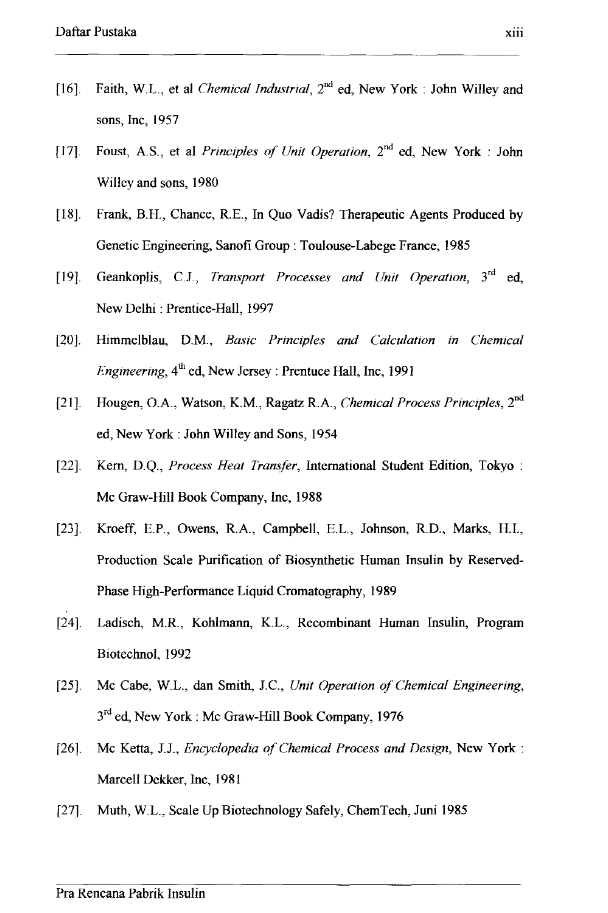[16]. Faith, W.L., et al *Chemical Industrial*, 2nd ed, New York : John Willey and sons, Inc, 1957

[17]. Foust, A.S., et al *Principles of Unit Operation*, 2nd ed, New York : John Willey and sons, 1980

[18]. Frank, B.H., Chance, R.E., In Quo Vadis? Therapeutic Agents Produced by Genetic Engineering, Sanofi Group : Toulouse-Labege France, 1985

[19]. Geankoplis, C.J., *Transport Processes and Unit Operation*, 3rd ed, New Delhi : Prentice-Hall, 1997

[20]. Himmelblau, D.M., *Basic Principles and Calculation in Chemical Engineering*, 4th ed, New Jersey : Prentuce Hall, Inc, 1991

[21]. Hougen, O.A., Watson, K.M., Ragatz R.A., *Chemical Process Principles*, 2nd ed, New York : John Willey and Sons, 1954

[22]. Kern, D.Q., *Process Heat Transfer*, International Student Edition, Tokyo : Mc Graw-Hill Book Company, Inc, 1988

[23]. Kroeff, E.P., Owens, R.A., Campbell, E.L., Johnson, R.D., Marks, H.I., Production Scale Purification of Biosynthetic Human Insulin by Reserved-Phase High-Performance Liquid Cromatography, 1989

[24]. Ladisch, M.R., Kohlmann, K.L., Recombinant Human Insulin, Program Biotechnol, 1992

[25]. Mc Cabe, W.L., dan Smith, J.C., *Unit Operation of Chemical Engineering*, 3rd ed, New York : Mc Graw-Hill Book Company, 1976

[26]. Mc Ketta, J.J., *Encyclopedia of Chemical Process and Design*, New York : Marcell Dekker, Inc, 1981

[27]. Muth, W.L., Scale Up Biotechnology Safely, ChemTech, Juni 1985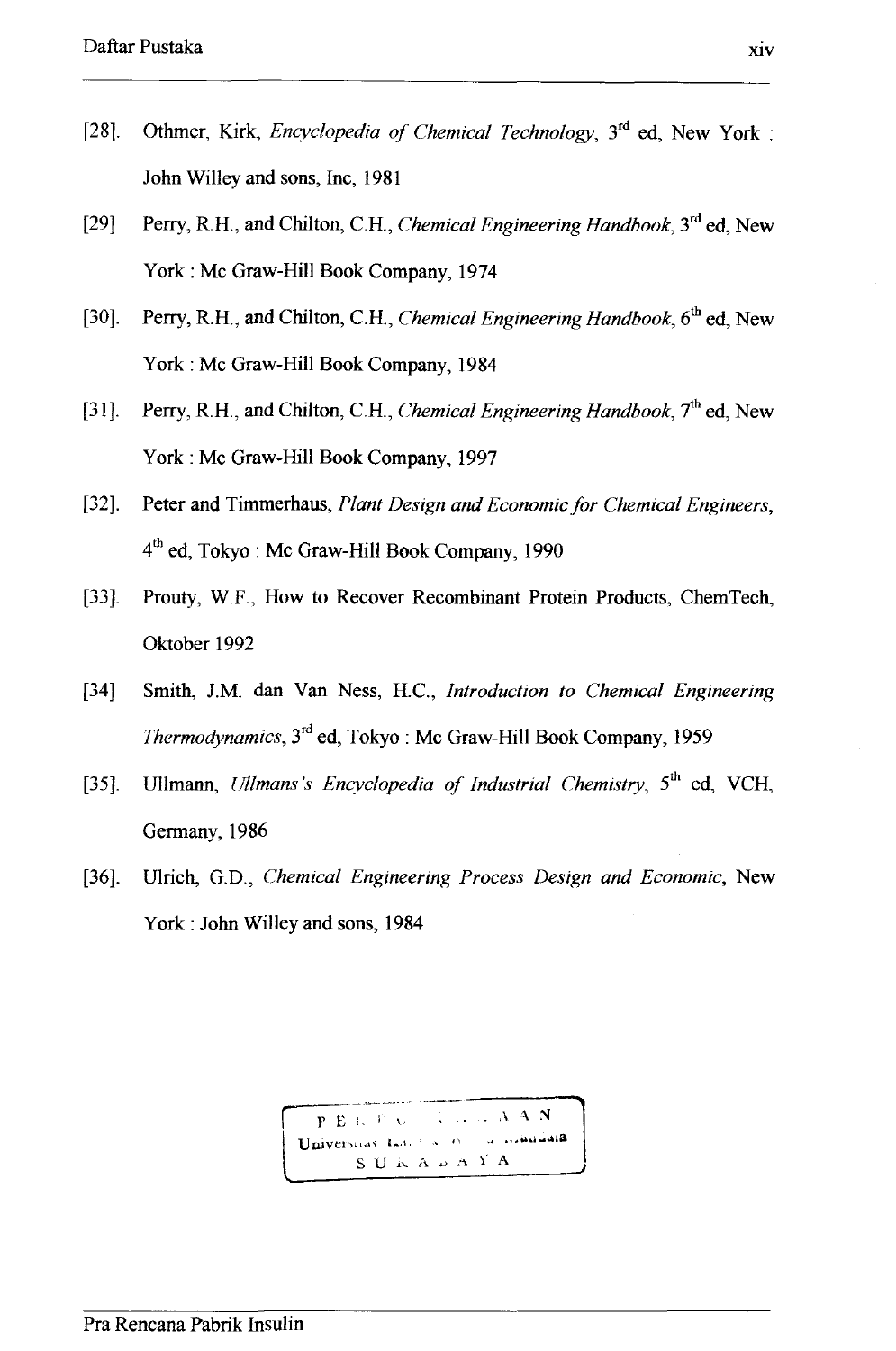[28]. Othmer, Kirk, *Encyclopedia of Chemical Technology*, 3rd ed, New York : John Willey and sons, Inc, 1981

[29] Perry, R.H., and Chilton, C.H., *Chemical Engineering Handbook*, 3rd ed, New York : Mc Graw-Hill Book Company, 1974

[30]. Perry, R.H., and Chilton, C.H., *Chemical Engineering Handbook*, 6th ed, New York : Mc Graw-Hill Book Company, 1984

[31]. Perry, R.H., and Chilton, C.H., *Chemical Engineering Handbook*, 7th ed, New York : Mc Graw-Hill Book Company, 1997

[32]. Peter and Timmerhaus, *Plant Design and Economic for Chemical Engineers*, 4th ed, Tokyo : Mc Graw-Hill Book Company, 1990

[33]. Prouty, W.F., How to Recover Recombinant Protein Products, ChemTech, Oktober 1992

[34] Smith, J.M. dan Van Ness, H.C., *Introduction to Chemical Engineering Thermodynamics*, 3rd ed, Tokyo : Mc Graw-Hill Book Company, 1959

[35]. Ullmann, *Ullmans's Encyclopedia of Industrial Chemistry*, 5th ed, VCH, Germany, 1986

[36]. Ulrich, G.D., *Chemical Engineering Process Design and Economic*, New York : John Willey and sons, 1984